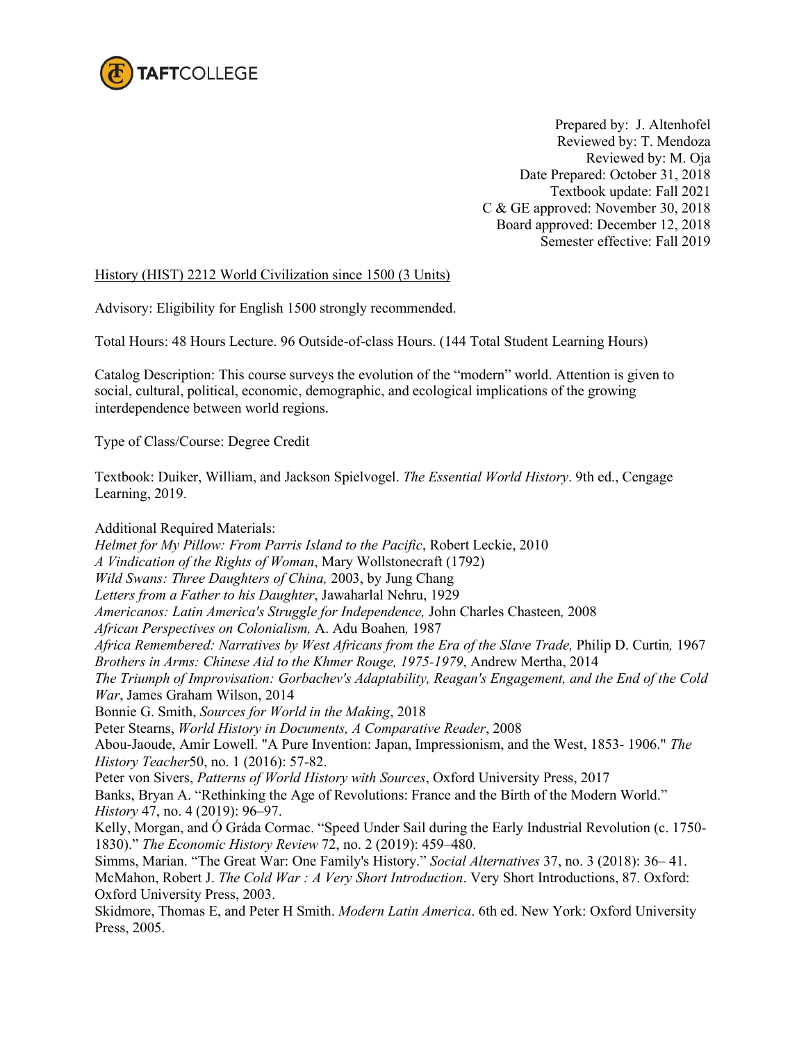TAFTCOLLEGE

Prepared by: J. Altenhofel
Reviewed by: T. Mendoza
Reviewed by: M. Oja
Date Prepared: October 31, 2018
Textbook update: Fall 2021
C & GE approved: November 30, 2018
Board approved: December 12, 2018
Semester effective: Fall 2019

History (HIST) 2212 World Civilization since 1500 (3 Units)

Advisory: Eligibility for English 1500 strongly recommended.

Total Hours: 48 Hours Lecture. 96 Outside-of-class Hours. (144 Total Student Learning Hours)

Catalog Description: This course surveys the evolution of the “modern” world. Attention is given to social, cultural, political, economic, demographic, and ecological implications of the growing interdependence between world regions.

Type of Class/Course: Degree Credit

Textbook: Duiker, William, and Jackson Spielvogel. *The Essential World History*. 9th ed., Cengage Learning, 2019.

Additional Required Materials:
*Helmet for My Pillow: From Parris Island to the Pacific*, Robert Leckie, 2010
*A Vindication of the Rights of Woman*, Mary Wollstonecraft (1792)
*Wild Swans: Three Daughters of China,* 2003, by Jung Chang
*Letters from a Father to his Daughter*, Jawaharlal Nehru, 1929
*Americanos: Latin America's Struggle for Independence,* John Charles Chasteen*,* 2008
*African Perspectives on Colonialism,* A. Adu Boahen*,* 1987
*Africa Remembered: Narratives by West Africans from the Era of the Slave Trade,* Philip D. Curtin*,* 1967
*Brothers in Arms: Chinese Aid to the Khmer Rouge, 1975-1979*, Andrew Mertha, 2014
*The Triumph of Improvisation: Gorbachev's Adaptability, Reagan's Engagement, and the End of the Cold War*, James Graham Wilson, 2014
Bonnie G. Smith, *Sources for World in the Making*, 2018
Peter Stearns, *World History in Documents, A Comparative Reader*, 2008
Abou-Jaoude, Amir Lowell. "A Pure Invention: Japan, Impressionism, and the West, 1853- 1906." *The History Teacher*50, no. 1 (2016): 57-82.
Peter von Sivers, *Patterns of World History with Sources*, Oxford University Press, 2017
Banks, Bryan A. “Rethinking the Age of Revolutions: France and the Birth of the Modern World.” *History* 47, no. 4 (2019): 96–97.
Kelly, Morgan, and Ó Gráda Cormac. “Speed Under Sail during the Early Industrial Revolution (c. 1750-1830).” *The Economic History Review* 72, no. 2 (2019): 459–480.
Simms, Marian. “The Great War: One Family's History.” *Social Alternatives* 37, no. 3 (2018): 36– 41.
McMahon, Robert J. *The Cold War : A Very Short Introduction*. Very Short Introductions, 87. Oxford: Oxford University Press, 2003.
Skidmore, Thomas E, and Peter H Smith. *Modern Latin America*. 6th ed. New York: Oxford University Press, 2005.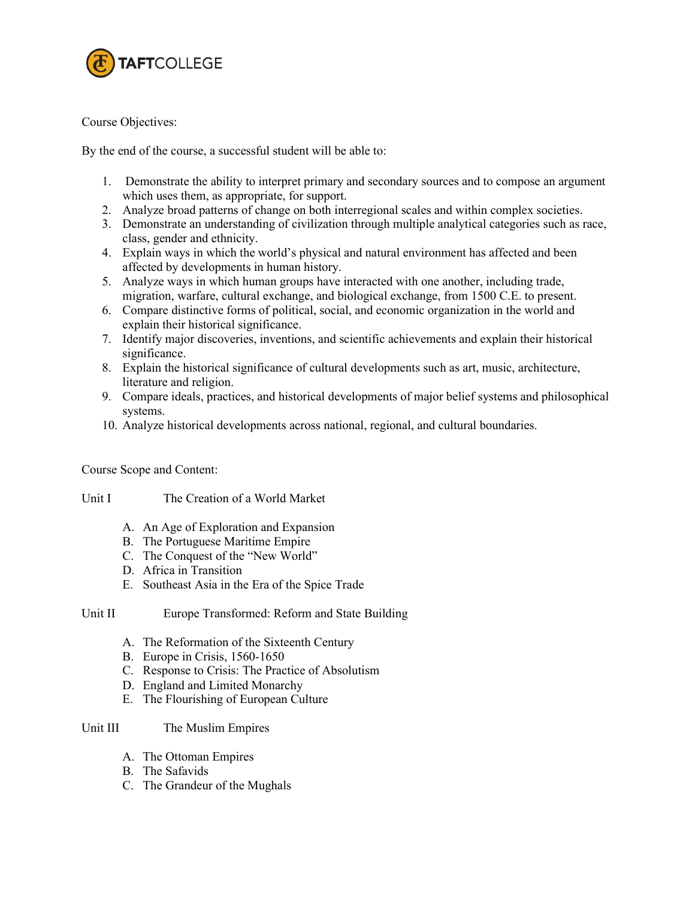Course Objectives:

By the end of the course, a successful student will be able to:

1. Demonstrate the ability to interpret primary and secondary sources and to compose an argument which uses them, as appropriate, for support.
2. Analyze broad patterns of change on both interregional scales and within complex societies.
3. Demonstrate an understanding of civilization through multiple analytical categories such as race, class, gender and ethnicity.
4. Explain ways in which the world's physical and natural environment has affected and been affected by developments in human history.
5. Analyze ways in which human groups have interacted with one another, including trade, migration, warfare, cultural exchange, and biological exchange, from 1500 C.E. to present.
6. Compare distinctive forms of political, social, and economic organization in the world and explain their historical significance.
7. Identify major discoveries, inventions, and scientific achievements and explain their historical significance.
8. Explain the historical significance of cultural developments such as art, music, architecture, literature and religion.
9. Compare ideals, practices, and historical developments of major belief systems and philosophical systems.
10. Analyze historical developments across national, regional, and cultural boundaries.

Course Scope and Content:

Unit I The Creation of a World Market

A. An Age of Exploration and Expansion
B. The Portuguese Maritime Empire
C. The Conquest of the "New World"
D. Africa in Transition
E. Southeast Asia in the Era of the Spice Trade

Unit II Europe Transformed: Reform and State Building

A. The Reformation of the Sixteenth Century
B. Europe in Crisis, 1560-1650
C. Response to Crisis: The Practice of Absolutism
D. England and Limited Monarchy
E. The Flourishing of European Culture

Unit III The Muslim Empires

A. The Ottoman Empires
B. The Safavids
C. The Grandeur of the Mughals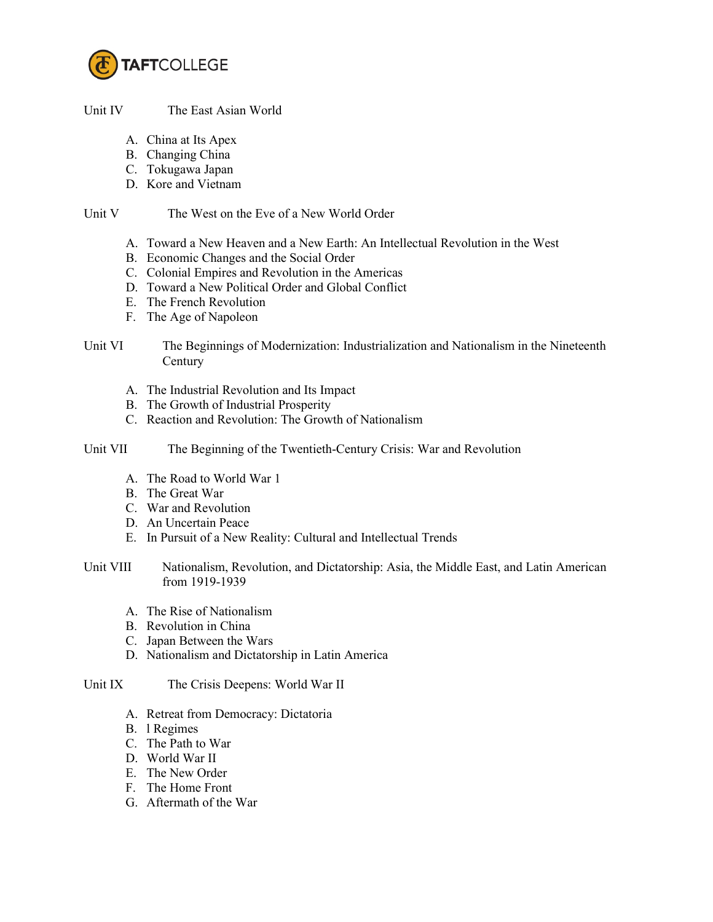Unit IV The East Asian World

A. China at Its Apex
B. Changing China
C. Tokugawa Japan
D. Kore and Vietnam

Unit V The West on the Eve of a New World Order

A. Toward a New Heaven and a New Earth: An Intellectual Revolution in the West
B. Economic Changes and the Social Order
C. Colonial Empires and Revolution in the Americas
D. Toward a New Political Order and Global Conflict
E. The French Revolution
F. The Age of Napoleon

Unit VI The Beginnings of Modernization: Industrialization and Nationalism in the Nineteenth Century

A. The Industrial Revolution and Its Impact
B. The Growth of Industrial Prosperity
C. Reaction and Revolution: The Growth of Nationalism

Unit VII The Beginning of the Twentieth-Century Crisis: War and Revolution

A. The Road to World War 1
B. The Great War
C. War and Revolution
D. An Uncertain Peace
E. In Pursuit of a New Reality: Cultural and Intellectual Trends

Unit VIII Nationalism, Revolution, and Dictatorship: Asia, the Middle East, and Latin American from 1919-1939

A. The Rise of Nationalism
B. Revolution in China
C. Japan Between the Wars
D. Nationalism and Dictatorship in Latin America

Unit IX The Crisis Deepens: World War II

A. Retreat from Democracy: Dictatoria
B. l Regimes
C. The Path to War
D. World War II
E. The New Order
F. The Home Front
G. Aftermath of the War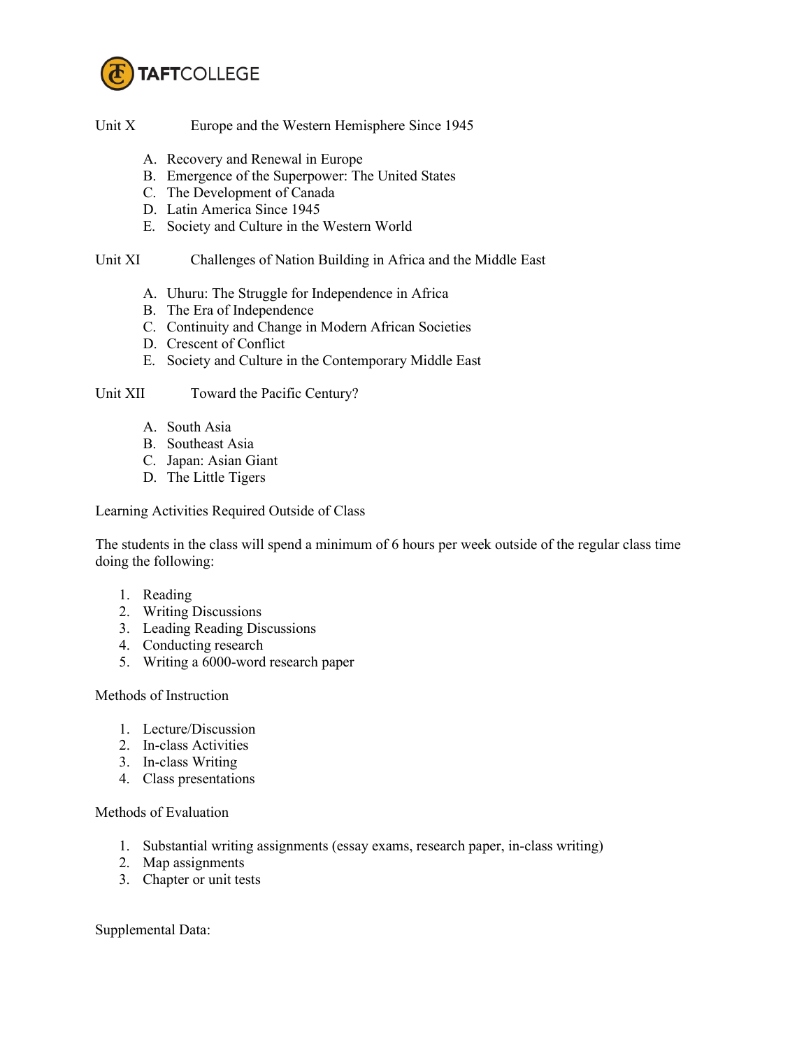Unit X Europe and the Western Hemisphere Since 1945

A. Recovery and Renewal in Europe
B. Emergence of the Superpower: The United States
C. The Development of Canada
D. Latin America Since 1945
E. Society and Culture in the Western World

Unit XI Challenges of Nation Building in Africa and the Middle East

A. Uhuru: The Struggle for Independence in Africa
B. The Era of Independence
C. Continuity and Change in Modern African Societies
D. Crescent of Conflict
E. Society and Culture in the Contemporary Middle East

Unit XII Toward the Pacific Century?

A. South Asia
B. Southeast Asia
C. Japan: Asian Giant
D. The Little Tigers

Learning Activities Required Outside of Class

The students in the class will spend a minimum of 6 hours per week outside of the regular class time doing the following:

1. Reading
2. Writing Discussions
3. Leading Reading Discussions
4. Conducting research
5. Writing a 6000-word research paper

Methods of Instruction

1. Lecture/Discussion
2. In-class Activities
3. In-class Writing
4. Class presentations

Methods of Evaluation

1. Substantial writing assignments (essay exams, research paper, in-class writing)
2. Map assignments
3. Chapter or unit tests

Supplemental Data: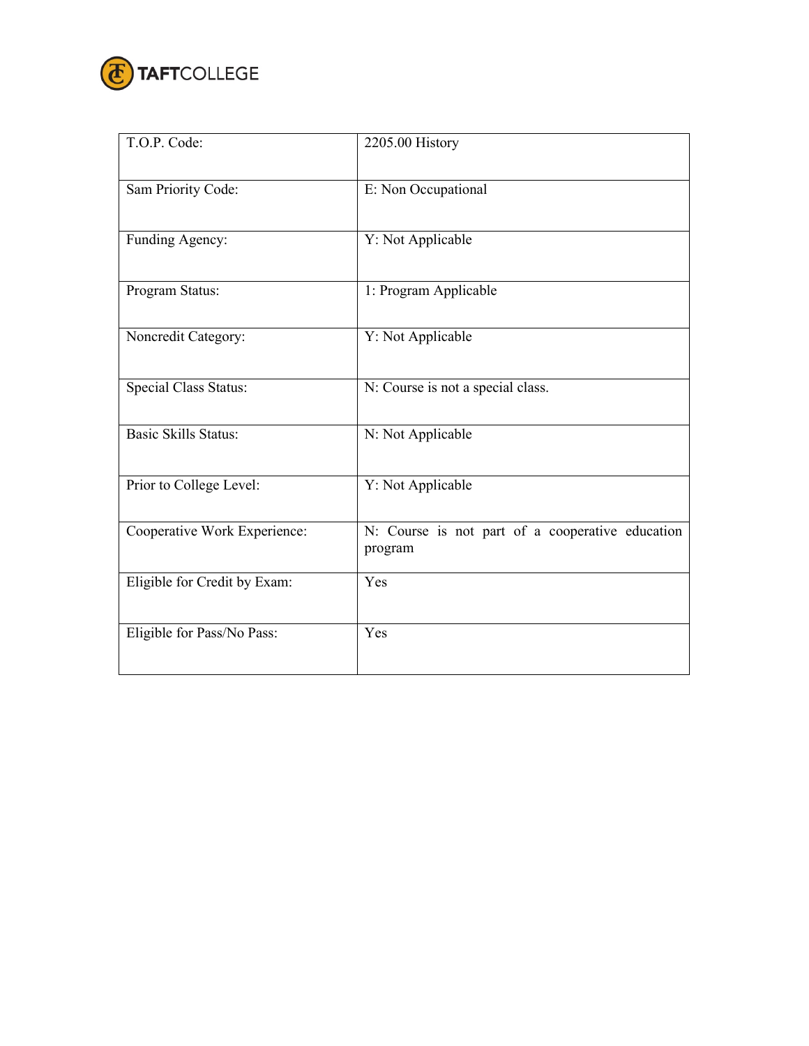| | |
|---|---|
| T.O.P. Code: | 2205.00 History |
| Sam Priority Code: | E: Non Occupational |
| Funding Agency: | Y: Not Applicable |
| Program Status: | 1: Program Applicable |
| Noncredit Category: | Y: Not Applicable |
| Special Class Status: | N: Course is not a special class. |
| Basic Skills Status: | N: Not Applicable |
| Prior to College Level: | Y: Not Applicable |
| Cooperative Work Experience: | N: Course is not part of a cooperative education program |
| Eligible for Credit by Exam: | Yes |
| Eligible for Pass/No Pass: | Yes |